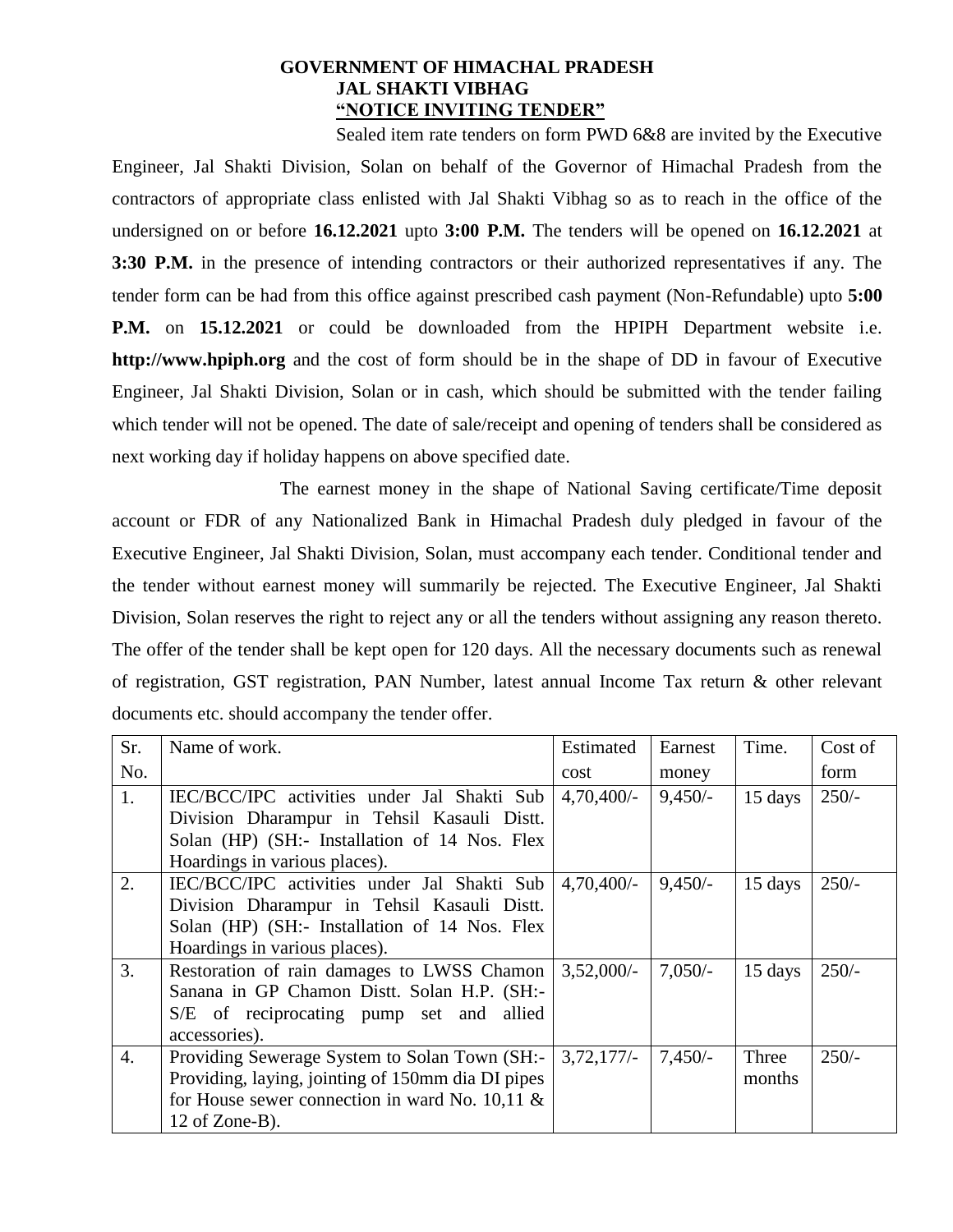**GOVERNMENT OF HIMACHAL PRADESH**
**JAL SHAKTI VIBHAG**
**"NOTICE INVITING TENDER"**

Sealed item rate tenders on form PWD 6&8 are invited by the Executive Engineer, Jal Shakti Division, Solan on behalf of the Governor of Himachal Pradesh from the contractors of appropriate class enlisted with Jal Shakti Vibhag so as to reach in the office of the undersigned on or before **16.12.2021** upto **3:00 P.M.** The tenders will be opened on **16.12.2021** at **3:30 P.M.** in the presence of intending contractors or their authorized representatives if any. The tender form can be had from this office against prescribed cash payment (Non-Refundable) upto **5:00 P.M.** on **15.12.2021** or could be downloaded from the HPIPH Department website i.e. **http://www.hpiph.org** and the cost of form should be in the shape of DD in favour of Executive Engineer, Jal Shakti Division, Solan or in cash, which should be submitted with the tender failing which tender will not be opened. The date of sale/receipt and opening of tenders shall be considered as next working day if holiday happens on above specified date.

The earnest money in the shape of National Saving certificate/Time deposit account or FDR of any Nationalized Bank in Himachal Pradesh duly pledged in favour of the Executive Engineer, Jal Shakti Division, Solan, must accompany each tender. Conditional tender and the tender without earnest money will summarily be rejected. The Executive Engineer, Jal Shakti Division, Solan reserves the right to reject any or all the tenders without assigning any reason thereto. The offer of the tender shall be kept open for 120 days. All the necessary documents such as renewal of registration, GST registration, PAN Number, latest annual Income Tax return & other relevant documents etc. should accompany the tender offer.

| Sr. No. | Name of work. | Estimated cost | Earnest money | Time. | Cost of form |
|---|---|---|---|---|---|
| 1. | IEC/BCC/IPC activities under Jal Shakti Sub Division Dharampur in Tehsil Kasauli Distt. Solan (HP) (SH:- Installation of 14 Nos. Flex Hoardings in various places). | 4,70,400/- | 9,450/- | 15 days | 250/- |
| 2. | IEC/BCC/IPC activities under Jal Shakti Sub Division Dharampur in Tehsil Kasauli Distt. Solan (HP) (SH:- Installation of 14 Nos. Flex Hoardings in various places). | 4,70,400/- | 9,450/- | 15 days | 250/- |
| 3. | Restoration of rain damages to LWSS Chamon Sanana in GP Chamon Distt. Solan H.P. (SH:- S/E of reciprocating pump set and allied accessories). | 3,52,000/- | 7,050/- | 15 days | 250/- |
| 4. | Providing Sewerage System to Solan Town (SH:- Providing, laying, jointing of 150mm dia DI pipes for House sewer connection in ward No. 10,11 & 12 of Zone-B). | 3,72,177/- | 7,450/- | Three months | 250/- |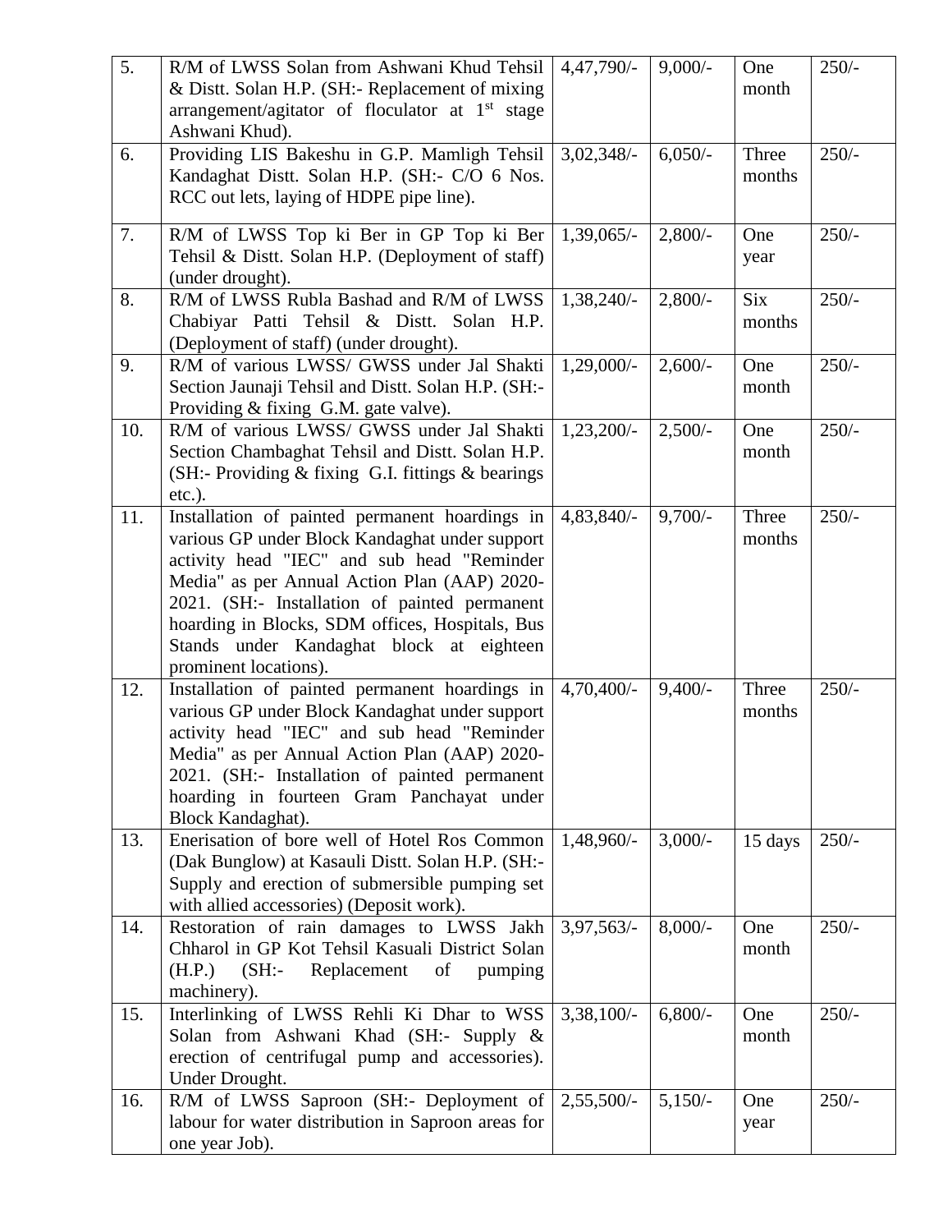| 5. | R/M of LWSS Solan from Ashwani Khud Tehsil & Distt. Solan H.P. (SH:- Replacement of mixing arrangement/agitator of floculator at 1st stage Ashwani Khud). | 4,47,790/- | 9,000/- | One month | 250/- |
|---|---|---|---|---|---|
| 6. | Providing LIS Bakeshu in G.P. Mamligh Tehsil Kandaghat Distt. Solan H.P. (SH:- C/O 6 Nos. RCC out lets, laying of HDPE pipe line). | 3,02,348/- | 6,050/- | Three months | 250/- |
| 7. | R/M of LWSS Top ki Ber in GP Top ki Ber Tehsil & Distt. Solan H.P. (Deployment of staff) (under drought). | 1,39,065/- | 2,800/- | One year | 250/- |
| 8. | R/M of LWSS Rubla Bashad and R/M of LWSS Chabiyar Patti Tehsil & Distt. Solan H.P. (Deployment of staff) (under drought). | 1,38,240/- | 2,800/- | Six months | 250/- |
| 9. | R/M of various LWSS/ GWSS under Jal Shakti Section Jaunaji Tehsil and Distt. Solan H.P. (SH:- Providing & fixing G.M. gate valve). | 1,29,000/- | 2,600/- | One month | 250/- |
| 10. | R/M of various LWSS/ GWSS under Jal Shakti Section Chambaghat Tehsil and Distt. Solan H.P. (SH:- Providing & fixing G.I. fittings & bearings etc.). | 1,23,200/- | 2,500/- | One month | 250/- |
| 11. | Installation of painted permanent hoardings in various GP under Block Kandaghat under support activity head "IEC" and sub head "Reminder Media" as per Annual Action Plan (AAP) 2020-2021. (SH:- Installation of painted permanent hoarding in Blocks, SDM offices, Hospitals, Bus Stands under Kandaghat block at eighteen prominent locations). | 4,83,840/- | 9,700/- | Three months | 250/- |
| 12. | Installation of painted permanent hoardings in various GP under Block Kandaghat under support activity head "IEC" and sub head "Reminder Media" as per Annual Action Plan (AAP) 2020-2021. (SH:- Installation of painted permanent hoarding in fourteen Gram Panchayat under Block Kandaghat). | 4,70,400/- | 9,400/- | Three months | 250/- |
| 13. | Enerisation of bore well of Hotel Ros Common (Dak Bunglow) at Kasauli Distt. Solan H.P. (SH:- Supply and erection of submersible pumping set with allied accessories) (Deposit work). | 1,48,960/- | 3,000/- | 15 days | 250/- |
| 14. | Restoration of rain damages to LWSS Jakh Chharol in GP Kot Tehsil Kasuali District Solan (H.P.) (SH:- Replacement of pumping machinery). | 3,97,563/- | 8,000/- | One month | 250/- |
| 15. | Interlinking of LWSS Rehli Ki Dhar to WSS Solan from Ashwani Khad (SH:- Supply & erection of centrifugal pump and accessories). Under Drought. | 3,38,100/- | 6,800/- | One month | 250/- |
| 16. | R/M of LWSS Saproon (SH:- Deployment of labour for water distribution in Saproon areas for one year Job). | 2,55,500/- | 5,150/- | One year | 250/- |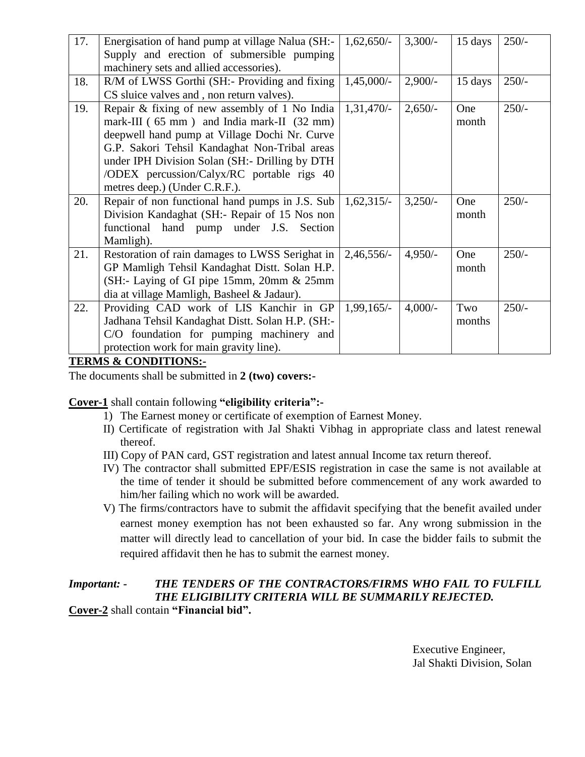| 17. | Energisation of hand pump at village Nalua (SH:- Supply and erection of submersible pumping machinery sets and allied accessories). | 1,62,650/- | 3,300/- | 15 days | 250/- |
|---|---|---|---|---|---|
| 18. | R/M of LWSS Gorthi (SH:- Providing and fixing CS sluice valves and , non return valves). | 1,45,000/- | 2,900/- | 15 days | 250/- |
| 19. | Repair & fixing of new assembly of 1 No India mark-III ( 65 mm ) and India mark-II (32 mm) deepwell hand pump at Village Dochi Nr. Curve G.P. Sakori Tehsil Kandaghat Non-Tribal areas under IPH Division Solan (SH:- Drilling by DTH /ODEX percussion/Calyx/RC portable rigs 40 metres deep.) (Under C.R.F.). | 1,31,470/- | 2,650/- | One month | 250/- |
| 20. | Repair of non functional hand pumps in J.S. Sub Division Kandaghat (SH:- Repair of 15 Nos non functional hand pump under J.S. Section Mamligh). | 1,62,315/- | 3,250/- | One month | 250/- |
| 21. | Restoration of rain damages to LWSS Serighat in GP Mamligh Tehsil Kandaghat Distt. Solan H.P. (SH:- Laying of GI pipe 15mm, 20mm & 25mm dia at village Mamligh, Basheel & Jadaur). | 2,46,556/- | 4,950/- | One month | 250/- |
| 22. | Providing CAD work of LIS Kanchir in GP Jadhana Tehsil Kandaghat Distt. Solan H.P. (SH:- C/O foundation for pumping machinery and protection work for main gravity line). | 1,99,165/- | 4,000/- | Two months | 250/- |

**TERMS & CONDITIONS:-**

The documents shall be submitted in **2 (two) covers:-**

**Cover-1** shall contain following **"eligibility criteria":-**

1) The Earnest money or certificate of exemption of Earnest Money.

II) Certificate of registration with Jal Shakti Vibhag in appropriate class and latest renewal thereof.

III) Copy of PAN card, GST registration and latest annual Income tax return thereof.

IV) The contractor shall submitted EPF/ESIS registration in case the same is not available at the time of tender it should be submitted before commencement of any work awarded to him/her failing which no work will be awarded.

V) The firms/contractors have to submit the affidavit specifying that the benefit availed under earnest money exemption has not been exhausted so far. Any wrong submission in the matter will directly lead to cancellation of your bid. In case the bidder fails to submit the required affidavit then he has to submit the earnest money.

***Important: - THE TENDERS OF THE CONTRACTORS/FIRMS WHO FAIL TO FULFILL THE ELIGIBILITY CRITERIA WILL BE SUMMARILY REJECTED.***

**Cover-2** shall contain **"Financial bid".**

Executive Engineer,
Jal Shakti Division, Solan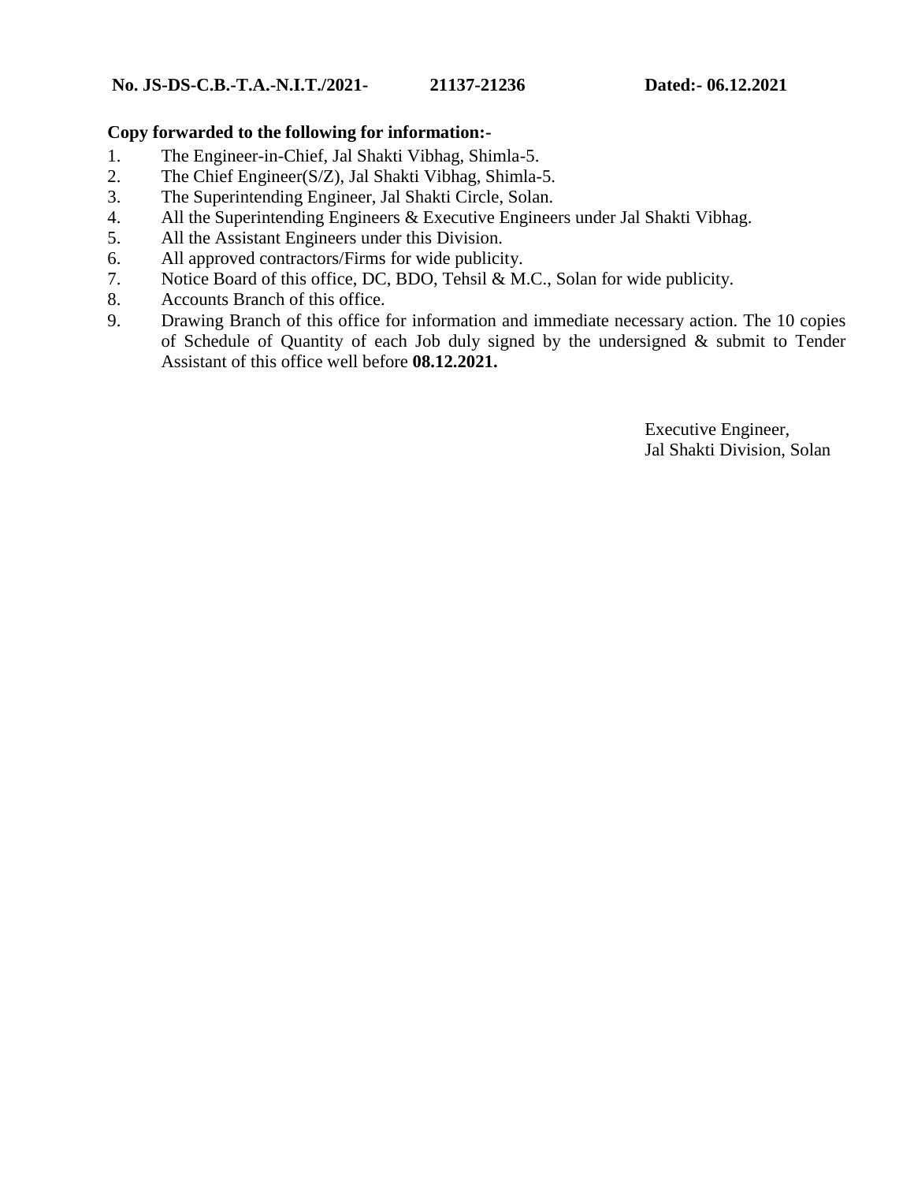**No. JS-DS-C.B.-T.A.-N.I.T./2021- 21137-21236 Dated:- 06.12.2021**

**Copy forwarded to the following for information:-**

1. The Engineer-in-Chief, Jal Shakti Vibhag, Shimla-5.
2. The Chief Engineer(S/Z), Jal Shakti Vibhag, Shimla-5.
3. The Superintending Engineer, Jal Shakti Circle, Solan.
4. All the Superintending Engineers & Executive Engineers under Jal Shakti Vibhag.
5. All the Assistant Engineers under this Division.
6. All approved contractors/Firms for wide publicity.
7. Notice Board of this office, DC, BDO, Tehsil & M.C., Solan for wide publicity.
8. Accounts Branch of this office.
9. Drawing Branch of this office for information and immediate necessary action. The 10 copies of Schedule of Quantity of each Job duly signed by the undersigned & submit to Tender Assistant of this office well before **08.12.2021.**

Executive Engineer,
Jal Shakti Division, Solan